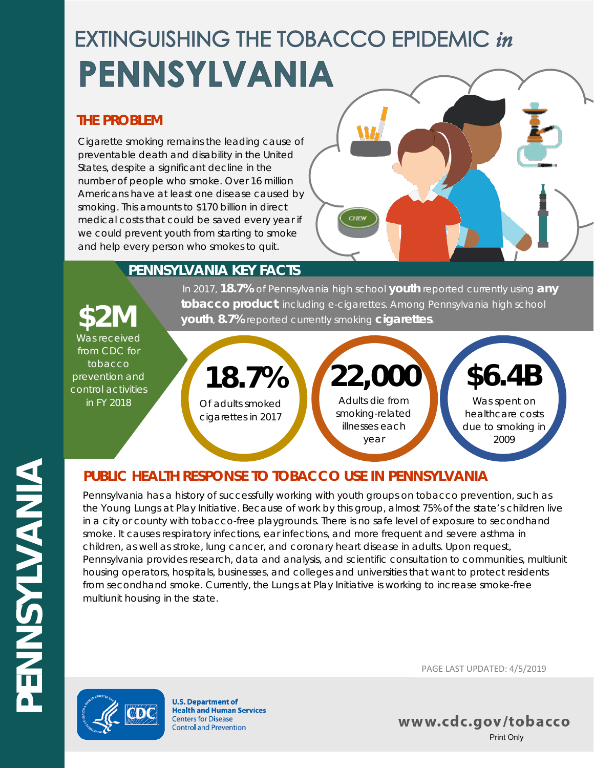# EXTINGUISHING THE TOBACCO EPIDEMIC *in* PENNSYLVANIA

## THE PROBLEM

Cigarette smoking remains the leading cause of preventable death and disability in the United States, despite a significant decline in the number of people who smoke. Over 16 million Americans have at least one disease caused by smoking. This amounts to $170 billion in direct medical costs that could be saved every year if we could prevent youth from starting to smoke and help every person who smokes to quit.

## PENNSYLVANIA KEY FACTS

**$2M** Was received from CDC for tobacco prevention and control activities in FY 2018

In 2017, **18.7%** of Pennsylvania high school **youth** reported currently using **any tobacco product**, including e-cigarettes. Among Pennsylvania high school **youth**, **8.7%** reported currently smoking **cigarettes**.

**18.7%** Of adults smoked cigarettes in 2017

**22,000** Adults die from smoking-related illnesses each year

**$6.4B** Was spent on healthcare costs due to smoking in 2009

## PUBLIC HEALTH RESPONSE TO TOBACCO USE IN PENNSYLVANIA

Pennsylvania has a history of successfully working with youth groups on tobacco prevention, such as the Young Lungs at Play Initiative. Because of work by this group, almost 75% of the state's children live in a city or county with tobacco-free playgrounds. There is no safe level of exposure to secondhand smoke. It causes respiratory infections, ear infections, and more frequent and severe asthma in children, as well as stroke, lung cancer, and coronary heart disease in adults. Upon request, Pennsylvania provides research, data and analysis, and scientific consultation to communities, multiunit housing operators, hospitals, businesses, and colleges and universities that want to protect residents from secondhand smoke. Currently, the Lungs at Play Initiative is working to increase smoke-free multiunit housing in the state.

PAGE LAST UPDATED: 4/5/2019

U.S. Department of Health and Human Services
Centers for Disease Control and Prevention

www.cdc.gov/tobacco

Print Only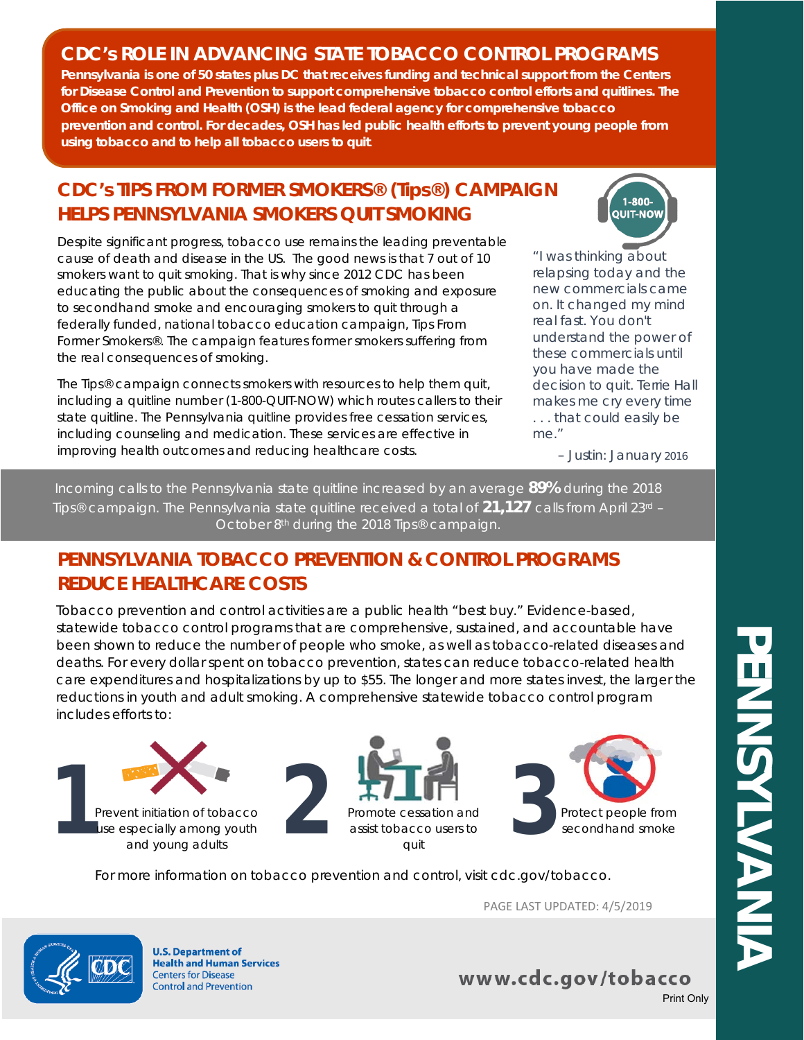## CDC's ROLE IN ADVANCING STATE TOBACCO CONTROL PROGRAMS

**Pennsylvania is one of 50 states plus DC that receives funding and technical support from the Centers for Disease Control and Prevention to support comprehensive tobacco control efforts and quitlines. The Office on Smoking and Health (OSH) is the lead federal agency for comprehensive tobacco prevention and control. For decades, OSH has led public health efforts to prevent young people from using tobacco and to help all tobacco users to quit.**

## CDC's TIPS FROM FORMER SMOKERS® (Tips®) CAMPAIGN HELPS PENNSYLVANIA SMOKERS QUIT SMOKING

Despite significant progress, tobacco use remains the leading preventable cause of death and disease in the US. The good news is that 7 out of 10 smokers want to quit smoking. That is why since 2012 CDC has been educating the public about the consequences of smoking and exposure to secondhand smoke and encouraging smokers to quit through a federally funded, national tobacco education campaign, Tips From Former Smokers®. The campaign features former smokers suffering from the real consequences of smoking.

The Tips® campaign connects smokers with resources to help them quit, including a quitline number (1-800-QUIT-NOW) which routes callers to their state quitline. The Pennsylvania quitline provides free cessation services, including counseling and medication. These services are effective in improving health outcomes and reducing healthcare costs.

1-800-QUIT-NOW

"I was thinking about relapsing today and the new commercials came on. It changed my mind real fast. You don't understand the power of these commercials until you have made the decision to quit. Terrie Hall makes me cry every time . . . that could easily be me."

– Justin: January 2016

Incoming calls to the Pennsylvania state quitline increased by an average **89%** during the 2018 Tips® campaign. The Pennsylvania state quitline received a total of **21,127** calls from April 23rd – October 8th during the 2018 Tips® campaign.

## PENNSYLVANIA TOBACCO PREVENTION & CONTROL PROGRAMS REDUCE HEALTHCARE COSTS

Tobacco prevention and control activities are a public health "best buy." Evidence-based, statewide tobacco control programs that are comprehensive, sustained, and accountable have been shown to reduce the number of people who smoke, as well as tobacco-related diseases and deaths. For every dollar spent on tobacco prevention, states can reduce tobacco-related health care expenditures and hospitalizations by up to $55. The longer and more states invest, the larger the reductions in youth and adult smoking. A comprehensive statewide tobacco control program includes efforts to:

1. Prevent initiation of tobacco use especially among youth and young adults
2. Promote cessation and assist tobacco users to quit
3. Protect people from secondhand smoke

For more information on tobacco prevention and control, visit cdc.gov/tobacco.

PAGE LAST UPDATED: 4/5/2019

U.S. Department of Health and Human Services
Centers for Disease Control and Prevention

www.cdc.gov/tobacco

Print Only

PENNSYLVANIA